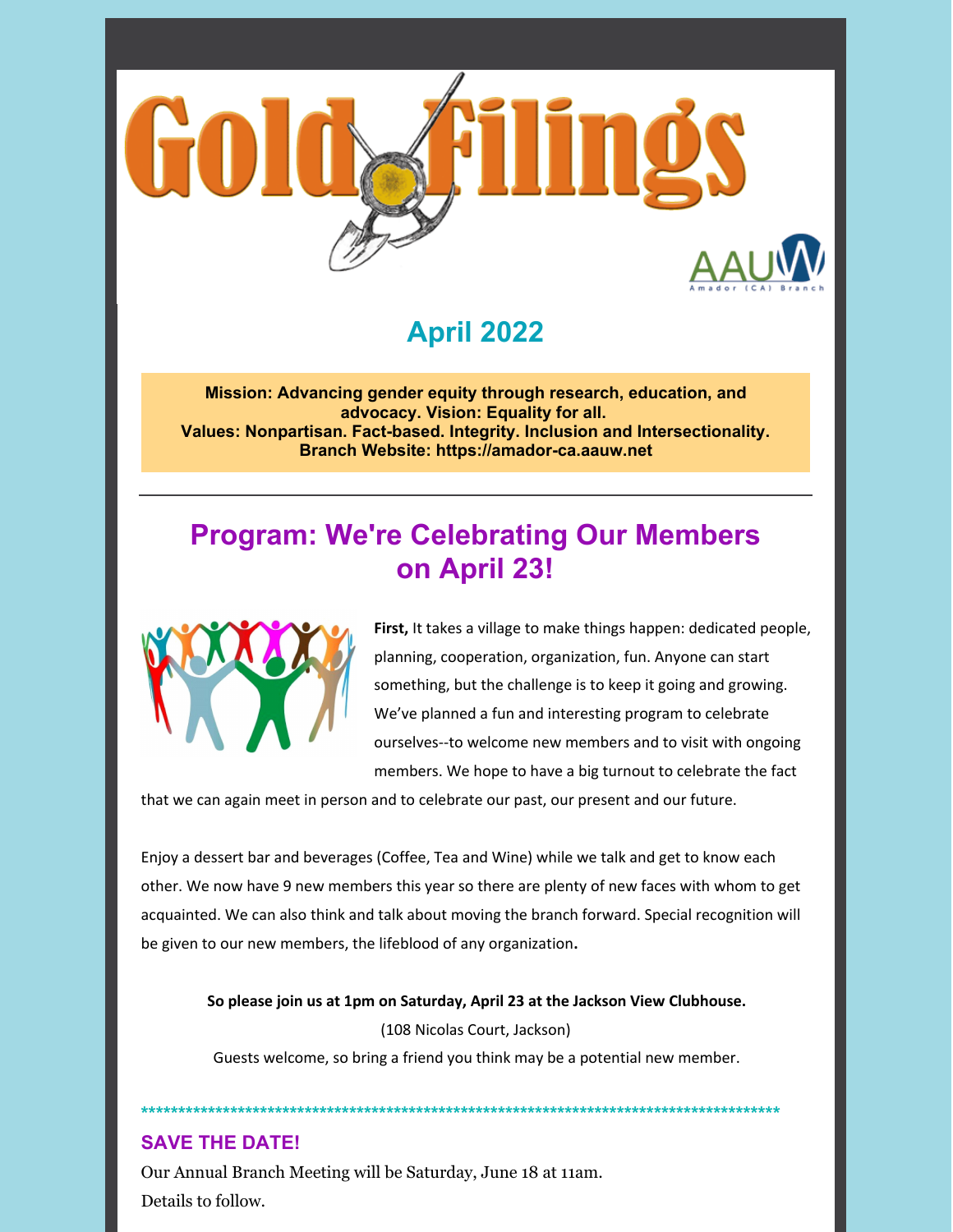# Gold Filings

AAUW Amador (CA) Branch

## April 2022

**Mission: Advancing gender equity through research, education, and advocacy. Vision: Equality for all.**
**Values: Nonpartisan. Fact-based. Integrity. Inclusion and Intersectionality.**
**Branch Website: https://amador-ca.aauw.net**

---

## Program: We're Celebrating Our Members on April 23!

**First,** It takes a village to make things happen: dedicated people, planning, cooperation, organization, fun. Anyone can start something, but the challenge is to keep it going and growing. We've planned a fun and interesting program to celebrate ourselves--to welcome new members and to visit with ongoing members. We hope to have a big turnout to celebrate the fact that we can again meet in person and to celebrate our past, our present and our future.

Enjoy a dessert bar and beverages (Coffee, Tea and Wine) while we talk and get to know each other. We now have 9 new members this year so there are plenty of new faces with whom to get acquainted. We can also think and talk about moving the branch forward. Special recognition will be given to our new members, the lifeblood of any organization.

**So please join us at 1pm on Saturday, April 23 at the Jackson View Clubhouse.**
(108 Nicolas Court, Jackson)
Guests welcome, so bring a friend you think may be a potential new member.

*************************************************************************************

### SAVE THE DATE!

Our Annual Branch Meeting will be Saturday, June 18 at 11am.
Details to follow.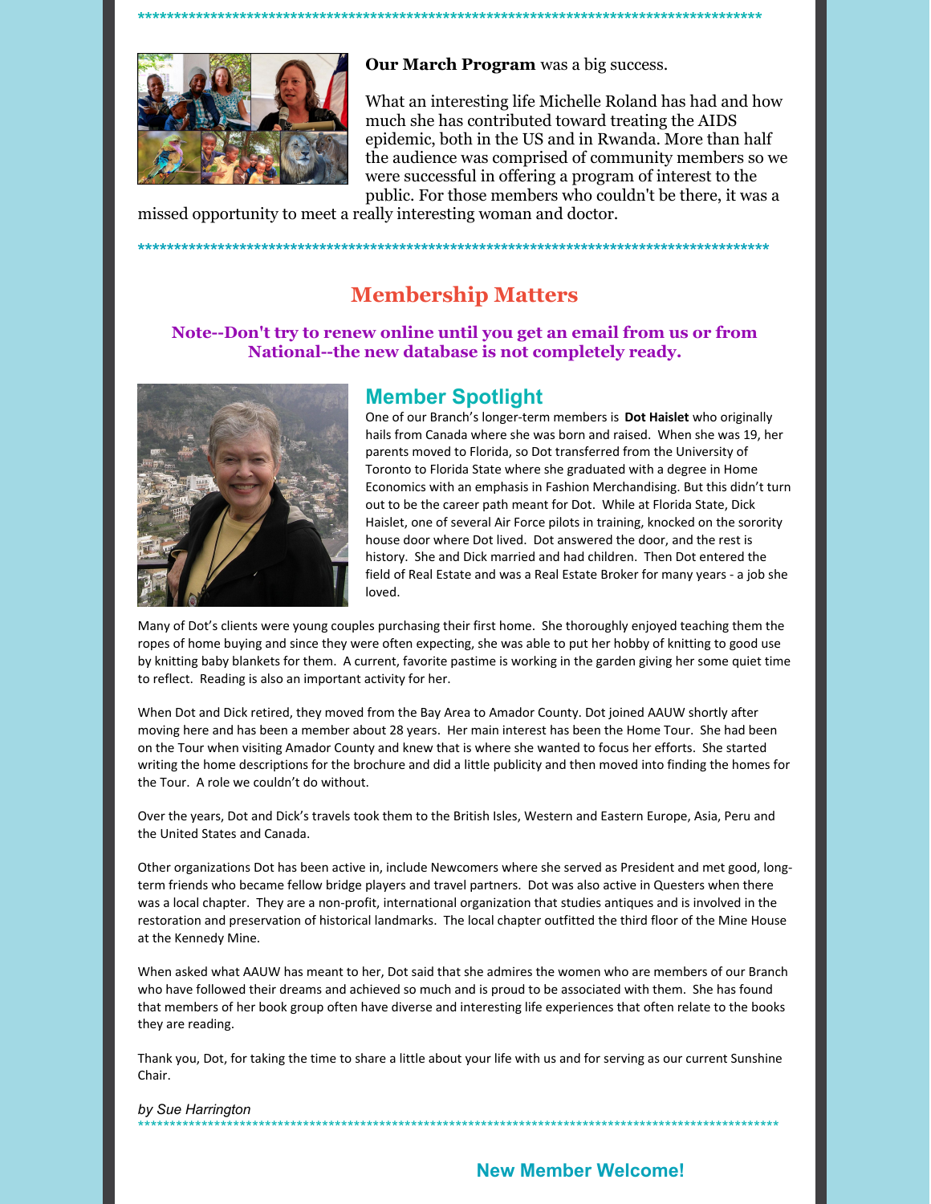******************************************************************************************

**Our March Program** was a big success.

What an interesting life Michelle Roland has had and how much she has contributed toward treating the AIDS epidemic, both in the US and in Rwanda. More than half the audience was comprised of community members so we were successful in offering a program of interest to the public. For those members who couldn't be there, it was a missed opportunity to meet a really interesting woman and doctor.

******************************************************************************************

## Membership Matters

**Note--Don't try to renew online until you get an email from us or from National--the new database is not completely ready.**

### Member Spotlight

One of our Branch's longer-term members is **Dot Haislet** who originally hails from Canada where she was born and raised. When she was 19, her parents moved to Florida, so Dot transferred from the University of Toronto to Florida State where she graduated with a degree in Home Economics with an emphasis in Fashion Merchandising. But this didn't turn out to be the career path meant for Dot. While at Florida State, Dick Haislet, one of several Air Force pilots in training, knocked on the sorority house door where Dot lived. Dot answered the door, and the rest is history. She and Dick married and had children. Then Dot entered the field of Real Estate and was a Real Estate Broker for many years - a job she loved.

Many of Dot's clients were young couples purchasing their first home. She thoroughly enjoyed teaching them the ropes of home buying and since they were often expecting, she was able to put her hobby of knitting to good use by knitting baby blankets for them. A current, favorite pastime is working in the garden giving her some quiet time to reflect. Reading is also an important activity for her.

When Dot and Dick retired, they moved from the Bay Area to Amador County. Dot joined AAUW shortly after moving here and has been a member about 28 years. Her main interest has been the Home Tour. She had been on the Tour when visiting Amador County and knew that is where she wanted to focus her efforts. She started writing the home descriptions for the brochure and did a little publicity and then moved into finding the homes for the Tour. A role we couldn't do without.

Over the years, Dot and Dick's travels took them to the British Isles, Western and Eastern Europe, Asia, Peru and the United States and Canada.

Other organizations Dot has been active in, include Newcomers where she served as President and met good, long-term friends who became fellow bridge players and travel partners. Dot was also active in Questers when there was a local chapter. They are a non-profit, international organization that studies antiques and is involved in the restoration and preservation of historical landmarks. The local chapter outfitted the third floor of the Mine House at the Kennedy Mine.

When asked what AAUW has meant to her, Dot said that she admires the women who are members of our Branch who have followed their dreams and achieved so much and is proud to be associated with them. She has found that members of her book group often have diverse and interesting life experiences that often relate to the books they are reading.

Thank you, Dot, for taking the time to share a little about your life with us and for serving as our current Sunshine Chair.

*by Sue Harrington*

******************************************************************************************

### New Member Welcome!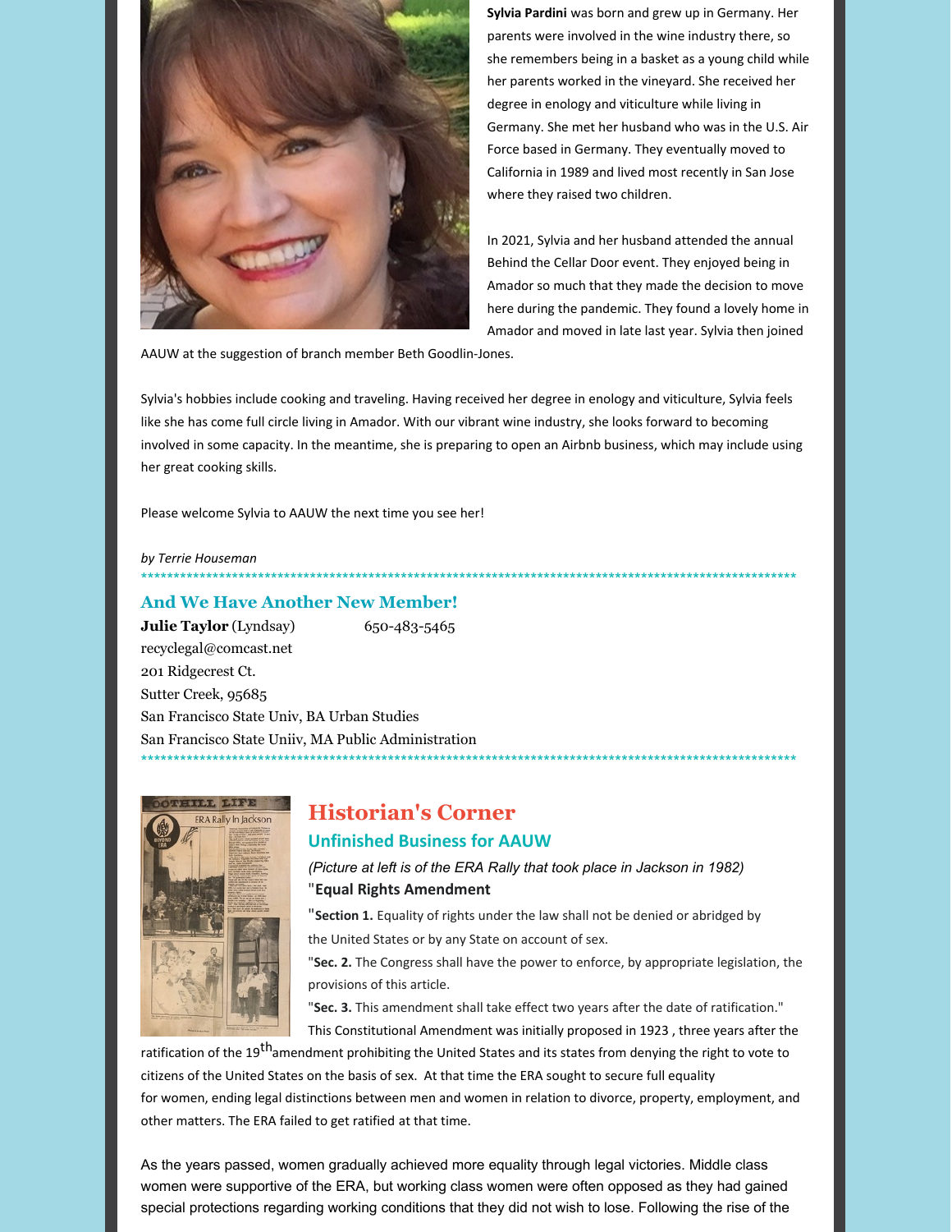**Sylvia Pardini** was born and grew up in Germany. Her parents were involved in the wine industry there, so she remembers being in a basket as a young child while her parents worked in the vineyard. She received her degree in enology and viticulture while living in Germany. She met her husband who was in the U.S. Air Force based in Germany. They eventually moved to California in 1989 and lived most recently in San Jose where they raised two children.

In 2021, Sylvia and her husband attended the annual Behind the Cellar Door event. They enjoyed being in Amador so much that they made the decision to move here during the pandemic. They found a lovely home in Amador and moved in late last year. Sylvia then joined AAUW at the suggestion of branch member Beth Goodlin-Jones.

Sylvia's hobbies include cooking and traveling. Having received her degree in enology and viticulture, Sylvia feels like she has come full circle living in Amador. With our vibrant wine industry, she looks forward to becoming involved in some capacity. In the meantime, she is preparing to open an Airbnb business, which may include using her great cooking skills.

Please welcome Sylvia to AAUW the next time you see her!

*by Terrie Houseman*

*****************************************************************************************************

## And We Have Another New Member!

**Julie Taylor** (Lyndsay) 650-483-5465
recyclegal@comcast.net
201 Ridgecrest Ct.
Sutter Creek, 95685
San Francisco State Univ, BA Urban Studies
San Francisco State Uniiv, MA Public Administration

*****************************************************************************************************

## Historian's Corner

### Unfinished Business for AAUW

*(Picture at left is of the ERA Rally that took place in Jackson in 1982)*

"**Equal Rights Amendment**

"**Section 1.** Equality of rights under the law shall not be denied or abridged by the United States or by any State on account of sex.

"**Sec. 2.** The Congress shall have the power to enforce, by appropriate legislation, the provisions of this article.

"**Sec. 3.** This amendment shall take effect two years after the date of ratification."

This Constitutional Amendment was initially proposed in 1923 , three years after the ratification of the 19th amendment prohibiting the United States and its states from denying the right to vote to citizens of the United States on the basis of sex. At that time the ERA sought to secure full equality for women, ending legal distinctions between men and women in relation to divorce, property, employment, and other matters. The ERA failed to get ratified at that time.

As the years passed, women gradually achieved more equality through legal victories. Middle class women were supportive of the ERA, but working class women were often opposed as they had gained special protections regarding working conditions that they did not wish to lose. Following the rise of the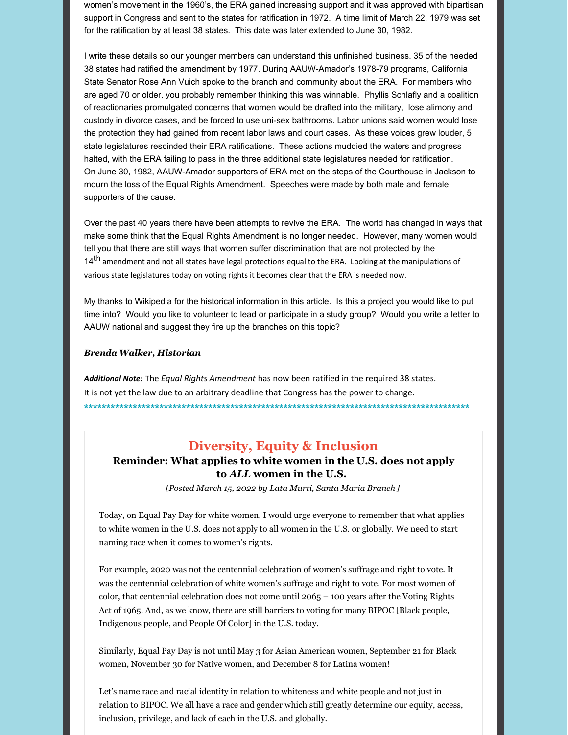women's movement in the 1960's, the ERA gained increasing support and it was approved with bipartisan support in Congress and sent to the states for ratification in 1972. A time limit of March 22, 1979 was set for the ratification by at least 38 states. This date was later extended to June 30, 1982.

I write these details so our younger members can understand this unfinished business. 35 of the needed 38 states had ratified the amendment by 1977. During AAUW-Amador's 1978-79 programs, California State Senator Rose Ann Vuich spoke to the branch and community about the ERA. For members who are aged 70 or older, you probably remember thinking this was winnable. Phyllis Schlafly and a coalition of reactionaries promulgated concerns that women would be drafted into the military, lose alimony and custody in divorce cases, and be forced to use uni-sex bathrooms. Labor unions said women would lose the protection they had gained from recent labor laws and court cases. As these voices grew louder, 5 state legislatures rescinded their ERA ratifications. These actions muddied the waters and progress halted, with the ERA failing to pass in the three additional state legislatures needed for ratification. On June 30, 1982, AAUW-Amador supporters of ERA met on the steps of the Courthouse in Jackson to mourn the loss of the Equal Rights Amendment. Speeches were made by both male and female supporters of the cause.

Over the past 40 years there have been attempts to revive the ERA. The world has changed in ways that make some think that the Equal Rights Amendment is no longer needed. However, many women would tell you that there are still ways that women suffer discrimination that are not protected by the 14th amendment and not all states have legal protections equal to the ERA. Looking at the manipulations of various state legislatures today on voting rights it becomes clear that the ERA is needed now.

My thanks to Wikipedia for the historical information in this article. Is this a project you would like to put time into? Would you like to volunteer to lead or participate in a study group? Would you write a letter to AAUW national and suggest they fire up the branches on this topic?

***Brenda Walker, Historian***

***Additional Note:*** The *Equal Rights Amendment* has now been ratified in the required 38 states. It is not yet the law due to an arbitrary deadline that Congress has the power to change.

*****************************************************************************************

## Diversity, Equity & Inclusion

### Reminder: What applies to white women in the U.S. does not apply to *ALL* women in the U.S.

*[Posted March 15, 2022 by Lata Murti, Santa Maria Branch]*

Today, on Equal Pay Day for white women, I would urge everyone to remember that what applies to white women in the U.S. does not apply to all women in the U.S. or globally. We need to start naming race when it comes to women's rights.

For example, 2020 was not the centennial celebration of women's suffrage and right to vote. It was the centennial celebration of white women's suffrage and right to vote. For most women of color, that centennial celebration does not come until 2065 – 100 years after the Voting Rights Act of 1965. And, as we know, there are still barriers to voting for many BIPOC [Black people, Indigenous people, and People Of Color] in the U.S. today.

Similarly, Equal Pay Day is not until May 3 for Asian American women, September 21 for Black women, November 30 for Native women, and December 8 for Latina women!

Let's name race and racial identity in relation to whiteness and white people and not just in relation to BIPOC. We all have a race and gender which still greatly determine our equity, access, inclusion, privilege, and lack of each in the U.S. and globally.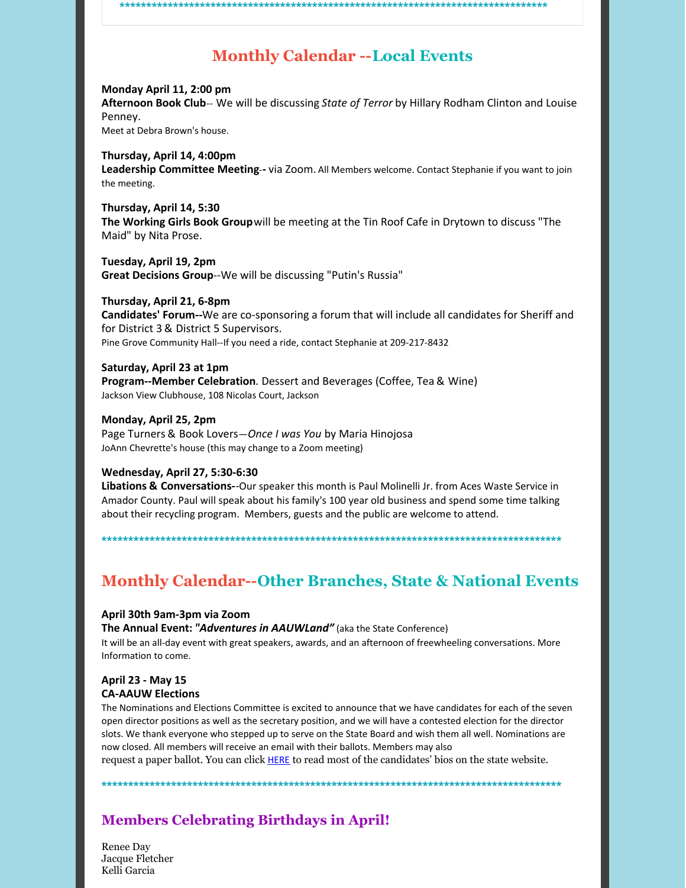******************************************************************************

## Monthly Calendar --Local Events

**Monday April 11, 2:00 pm**
**Afternoon Book Club**-- We will be discussing *State of Terror* by Hillary Rodham Clinton and Louise Penney.
Meet at Debra Brown's house.

**Thursday, April 14, 4:00pm**
**Leadership Committee Meeting-** via Zoom. All Members welcome. Contact Stephanie if you want to join the meeting.

**Thursday, April 14, 5:30**
**The Working Girls Book Group** will be meeting at the Tin Roof Cafe in Drytown to discuss "The Maid" by Nita Prose.

**Tuesday, April 19, 2pm**
**Great Decisions Group**--We will be discussing "Putin's Russia"

**Thursday, April 21, 6-8pm**
**Candidates' Forum--**We are co-sponsoring a forum that will include all candidates for Sheriff and for District 3 & District 5 Supervisors.
Pine Grove Community Hall--If you need a ride, contact Stephanie at 209-217-8432

**Saturday, April 23 at 1pm**
**Program--Member Celebration**. Dessert and Beverages (Coffee, Tea & Wine)
Jackson View Clubhouse, 108 Nicolas Court, Jackson

**Monday, April 25, 2pm**
Page Turners & Book Lovers—*Once I was You* by Maria Hinojosa
JoAnn Chevrette's house (this may change to a Zoom meeting)

**Wednesday, April 27, 5:30-6:30**
**Libations & Conversations-**-Our speaker this month is Paul Molinelli Jr. from Aces Waste Service in Amador County. Paul will speak about his family's 100 year old business and spend some time talking about their recycling program. Members, guests and the public are welcome to attend.

******************************************************************************

## Monthly Calendar--Other Branches, State & National Events

**April 30th 9am-3pm via Zoom**
**The Annual Event: *"Adventures in AAUWLand"*** (aka the State Conference)
It will be an all-day event with great speakers, awards, and an afternoon of freewheeling conversations. More Information to come.

**April 23 - May 15**
**CA-AAUW Elections**
The Nominations and Elections Committee is excited to announce that we have candidates for each of the seven open director positions as well as the secretary position, and we will have a contested election for the director slots. We thank everyone who stepped up to serve on the State Board and wish them all well. Nominations are now closed. All members will receive an email with their ballots. Members may also request a paper ballot. You can click HERE to read most of the candidates' bios on the state website.

******************************************************************************

## Members Celebrating Birthdays in April!

Renee Day
Jacque Fletcher
Kelli Garcia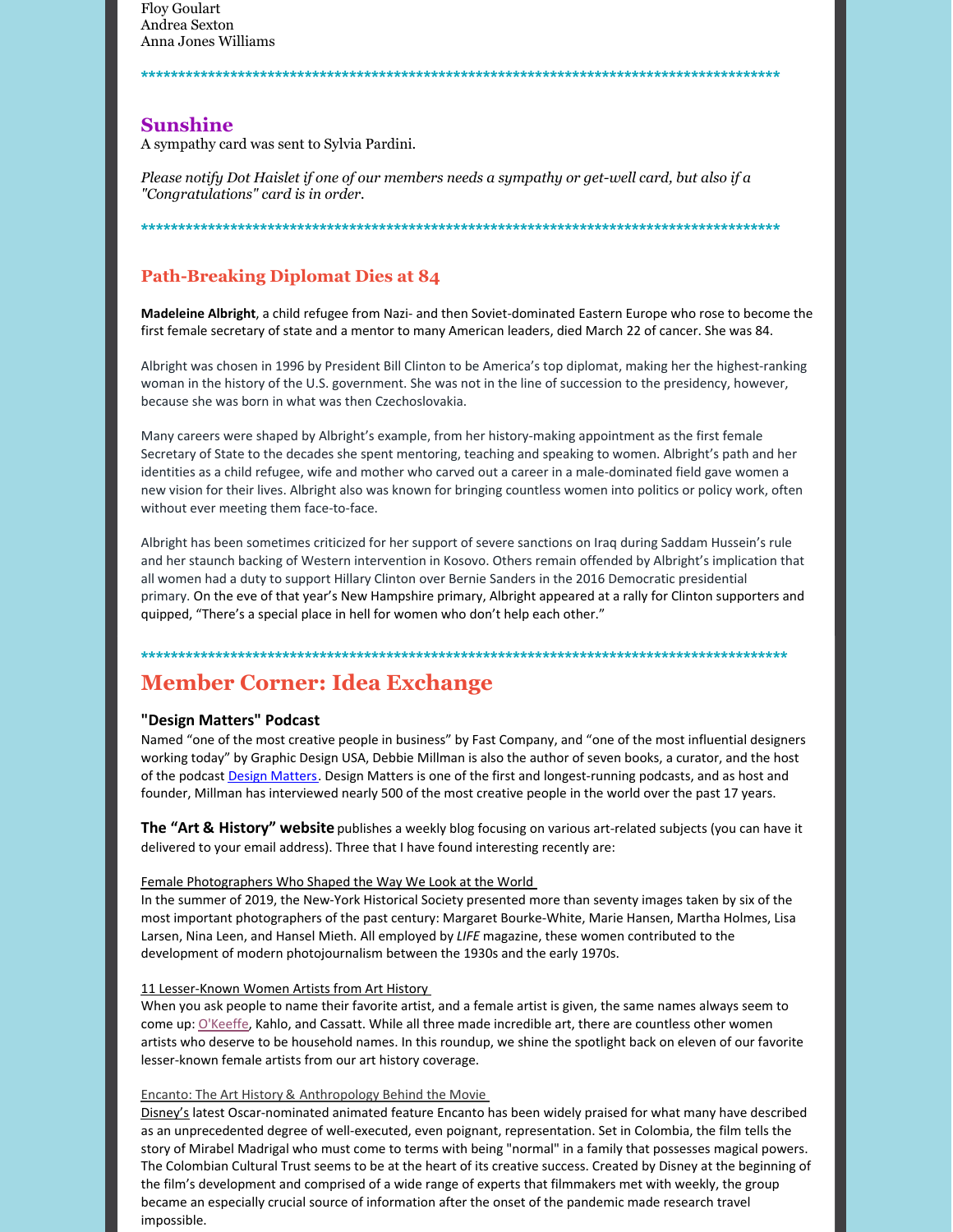Floy Goulart
Andrea Sexton
Anna Jones Williams

******************************************************************************************

## Sunshine

A sympathy card was sent to Sylvia Pardini.

*Please notify Dot Haislet if one of our members needs a sympathy or get-well card, but also if a "Congratulations" card is in order.*

******************************************************************************************

## Path-Breaking Diplomat Dies at 84

**Madeleine Albright**, a child refugee from Nazi- and then Soviet-dominated Eastern Europe who rose to become the first female secretary of state and a mentor to many American leaders, died March 22 of cancer. She was 84.

Albright was chosen in 1996 by President Bill Clinton to be America's top diplomat, making her the highest-ranking woman in the history of the U.S. government. She was not in the line of succession to the presidency, however, because she was born in what was then Czechoslovakia.

Many careers were shaped by Albright's example, from her history-making appointment as the first female Secretary of State to the decades she spent mentoring, teaching and speaking to women. Albright's path and her identities as a child refugee, wife and mother who carved out a career in a male-dominated field gave women a new vision for their lives. Albright also was known for bringing countless women into politics or policy work, often without ever meeting them face-to-face.

Albright has been sometimes criticized for her support of severe sanctions on Iraq during Saddam Hussein's rule and her staunch backing of Western intervention in Kosovo. Others remain offended by Albright's implication that all women had a duty to support Hillary Clinton over Bernie Sanders in the 2016 Democratic presidential primary. On the eve of that year's New Hampshire primary, Albright appeared at a rally for Clinton supporters and quipped, "There's a special place in hell for women who don't help each other."

******************************************************************************************

# Member Corner: Idea Exchange

### "Design Matters" Podcast

Named "one of the most creative people in business" by Fast Company, and "one of the most influential designers working today" by Graphic Design USA, Debbie Millman is also the author of seven books, a curator, and the host of the podcast Design Matters. Design Matters is one of the first and longest-running podcasts, and as host and founder, Millman has interviewed nearly 500 of the most creative people in the world over the past 17 years.

**The "Art & History" website** publishes a weekly blog focusing on various art-related subjects (you can have it delivered to your email address). Three that I have found interesting recently are:

Female Photographers Who Shaped the Way We Look at the World
In the summer of 2019, the New-York Historical Society presented more than seventy images taken by six of the most important photographers of the past century: Margaret Bourke-White, Marie Hansen, Martha Holmes, Lisa Larsen, Nina Leen, and Hansel Mieth. All employed by *LIFE* magazine, these women contributed to the development of modern photojournalism between the 1930s and the early 1970s.

11 Lesser-Known Women Artists from Art History
When you ask people to name their favorite artist, and a female artist is given, the same names always seem to come up: O'Keeffe, Kahlo, and Cassatt. While all three made incredible art, there are countless other women artists who deserve to be household names. In this roundup, we shine the spotlight back on eleven of our favorite lesser-known female artists from our art history coverage.

Encanto: The Art History & Anthropology Behind the Movie
Disney's latest Oscar-nominated animated feature Encanto has been widely praised for what many have described as an unprecedented degree of well-executed, even poignant, representation. Set in Colombia, the film tells the story of Mirabel Madrigal who must come to terms with being "normal" in a family that possesses magical powers. The Colombian Cultural Trust seems to be at the heart of its creative success. Created by Disney at the beginning of the film's development and comprised of a wide range of experts that filmmakers met with weekly, the group became an especially crucial source of information after the onset of the pandemic made research travel impossible.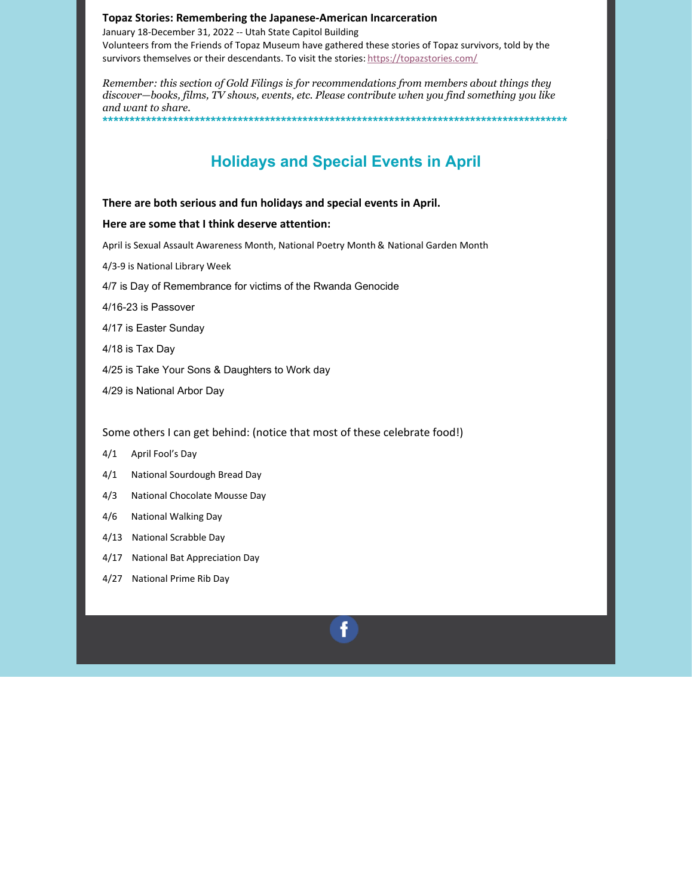**Topaz Stories: Remembering the Japanese-American Incarceration**

January 18-December 31, 2022 -- Utah State Capitol Building

Volunteers from the Friends of Topaz Museum have gathered these stories of Topaz survivors, told by the survivors themselves or their descendants. To visit the stories: https://topazstories.com/

*Remember: this section of Gold Filings is for recommendations from members about things they discover—books, films, TV shows, events, etc. Please contribute when you find something you like and want to share.*

******************************************************************************************

## Holidays and Special Events in April

**There are both serious and fun holidays and special events in April.**

**Here are some that I think deserve attention:**

April is Sexual Assault Awareness Month, National Poetry Month & National Garden Month

4/3-9 is National Library Week

4/7 is Day of Remembrance for victims of the Rwanda Genocide

4/16-23 is Passover

4/17 is Easter Sunday

4/18 is Tax Day

4/25 is Take Your Sons & Daughters to Work day

4/29 is National Arbor Day

Some others I can get behind: (notice that most of these celebrate food!)

4/1 April Fool's Day

4/1 National Sourdough Bread Day

4/3 National Chocolate Mousse Day

4/6 National Walking Day

4/13 National Scrabble Day

4/17 National Bat Appreciation Day

4/27 National Prime Rib Day